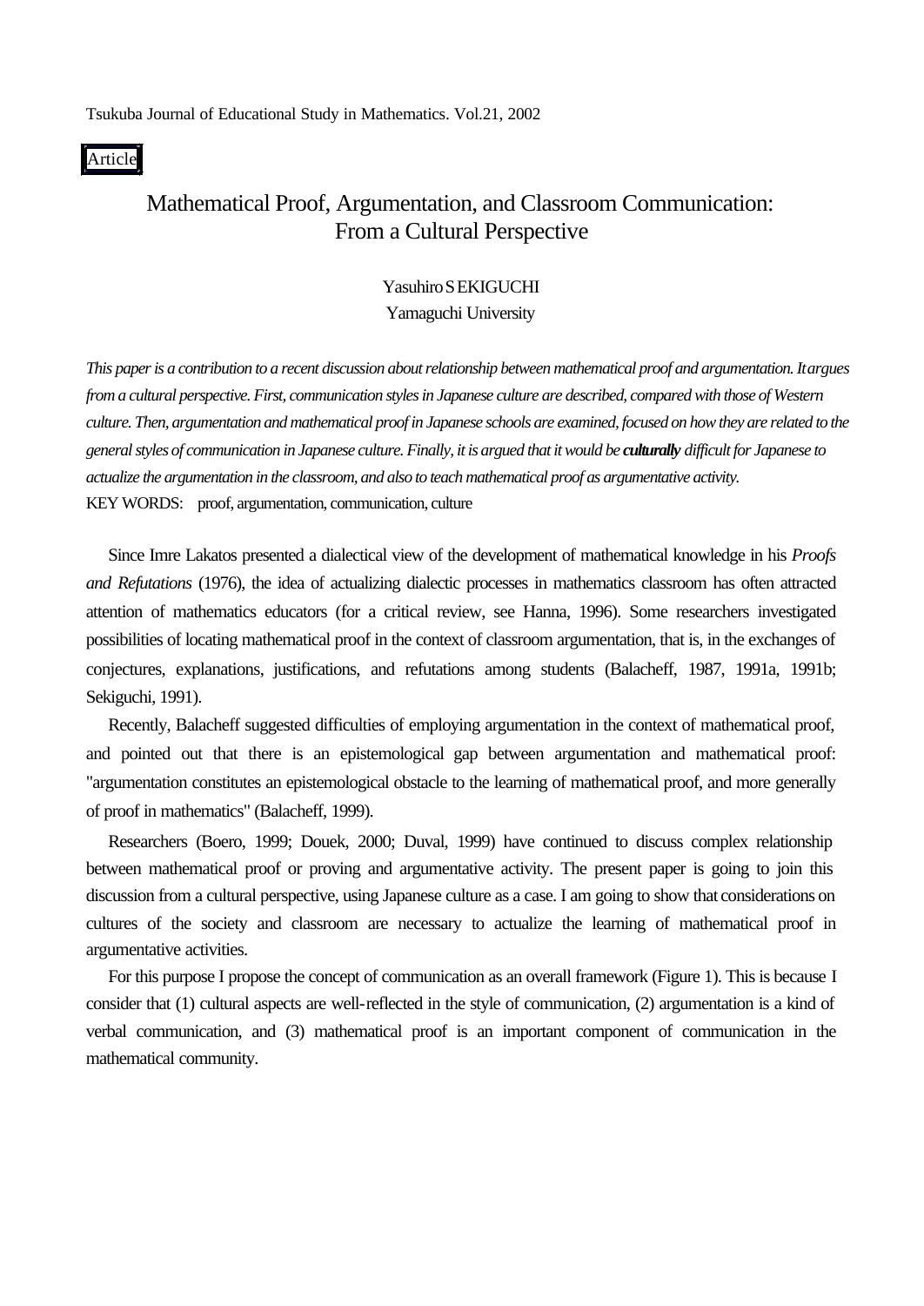Tsukuba Journal of Educational Study in Mathematics. Vol.21, 2002

Article

# Mathematical Proof, Argumentation, and Classroom Communication: From a Cultural Perspective

Yasuhiro SEKIGUCHI
Yamaguchi University

*This paper is a contribution to a recent discussion about relationship between mathematical proof and argumentation. It argues from a cultural perspective. First, communication styles in Japanese culture are described, compared with those of Western culture. Then, argumentation and mathematical proof in Japanese schools are examined, focused on how they are related to the general styles of communication in Japanese culture. Finally, it is argued that it would be* ***culturally*** *difficult for Japanese to actualize the argumentation in the classroom, and also to teach mathematical proof as argumentative activity.*

KEY WORDS: proof, argumentation, communication, culture

Since Imre Lakatos presented a dialectical view of the development of mathematical knowledge in his *Proofs and Refutations* (1976), the idea of actualizing dialectic processes in mathematics classroom has often attracted attention of mathematics educators (for a critical review, see Hanna, 1996). Some researchers investigated possibilities of locating mathematical proof in the context of classroom argumentation, that is, in the exchanges of conjectures, explanations, justifications, and refutations among students (Balacheff, 1987, 1991a, 1991b; Sekiguchi, 1991).

Recently, Balacheff suggested difficulties of employing argumentation in the context of mathematical proof, and pointed out that there is an epistemological gap between argumentation and mathematical proof: "argumentation constitutes an epistemological obstacle to the learning of mathematical proof, and more generally of proof in mathematics" (Balacheff, 1999).

Researchers (Boero, 1999; Douek, 2000; Duval, 1999) have continued to discuss complex relationship between mathematical proof or proving and argumentative activity. The present paper is going to join this discussion from a cultural perspective, using Japanese culture as a case. I am going to show that considerations on cultures of the society and classroom are necessary to actualize the learning of mathematical proof in argumentative activities.

For this purpose I propose the concept of communication as an overall framework (Figure 1). This is because I consider that (1) cultural aspects are well-reflected in the style of communication, (2) argumentation is a kind of verbal communication, and (3) mathematical proof is an important component of communication in the mathematical community.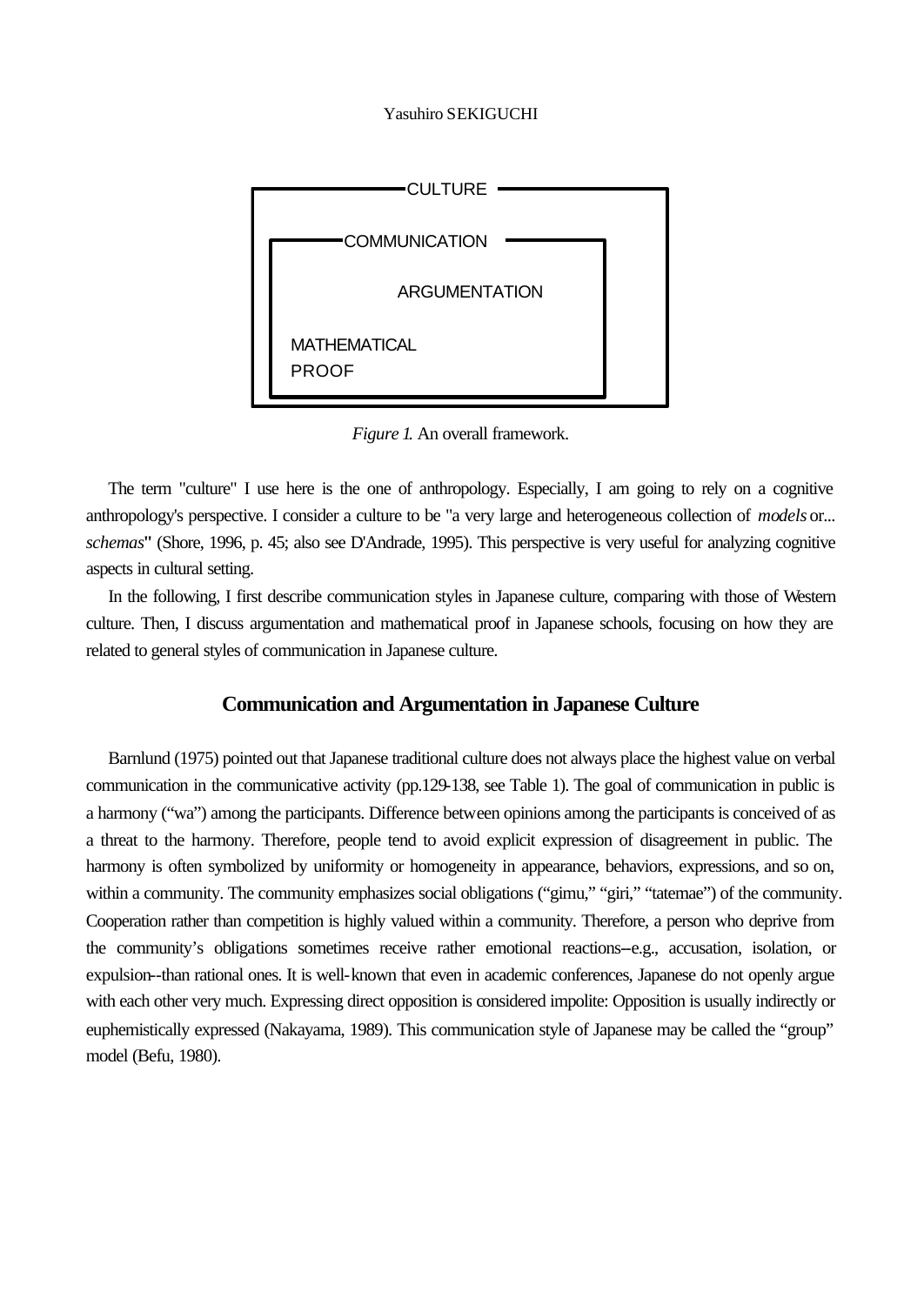CULTURE

COMMUNICATION

ARGUMENTATION

MATHEMATICAL PROOF

*Figure 1*. An overall framework.

The term "culture" I use here is the one of anthropology. Especially, I am going to rely on a cognitive anthropology's perspective. I consider a culture to be "a very large and heterogeneous collection of *models* or... *schemas*" (Shore, 1996, p. 45; also see D'Andrade, 1995). This perspective is very useful for analyzing cognitive aspects in cultural setting.

In the following, I first describe communication styles in Japanese culture, comparing with those of Western culture. Then, I discuss argumentation and mathematical proof in Japanese schools, focusing on how they are related to general styles of communication in Japanese culture.

## Communication and Argumentation in Japanese Culture

Barnlund (1975) pointed out that Japanese traditional culture does not always place the highest value on verbal communication in the communicative activity (pp.129-138, see Table 1). The goal of communication in public is a harmony ("wa") among the participants. Difference between opinions among the participants is conceived of as a threat to the harmony. Therefore, people tend to avoid explicit expression of disagreement in public. The harmony is often symbolized by uniformity or homogeneity in appearance, behaviors, expressions, and so on, within a community. The community emphasizes social obligations ("gimu," "giri," "tatemae") of the community. Cooperation rather than competition is highly valued within a community. Therefore, a person who deprive from the community's obligations sometimes receive rather emotional reactions--e.g., accusation, isolation, or expulsion--than rational ones. It is well-known that even in academic conferences, Japanese do not openly argue with each other very much. Expressing direct opposition is considered impolite: Opposition is usually indirectly or euphemistically expressed (Nakayama, 1989). This communication style of Japanese may be called the "group" model (Befu, 1980).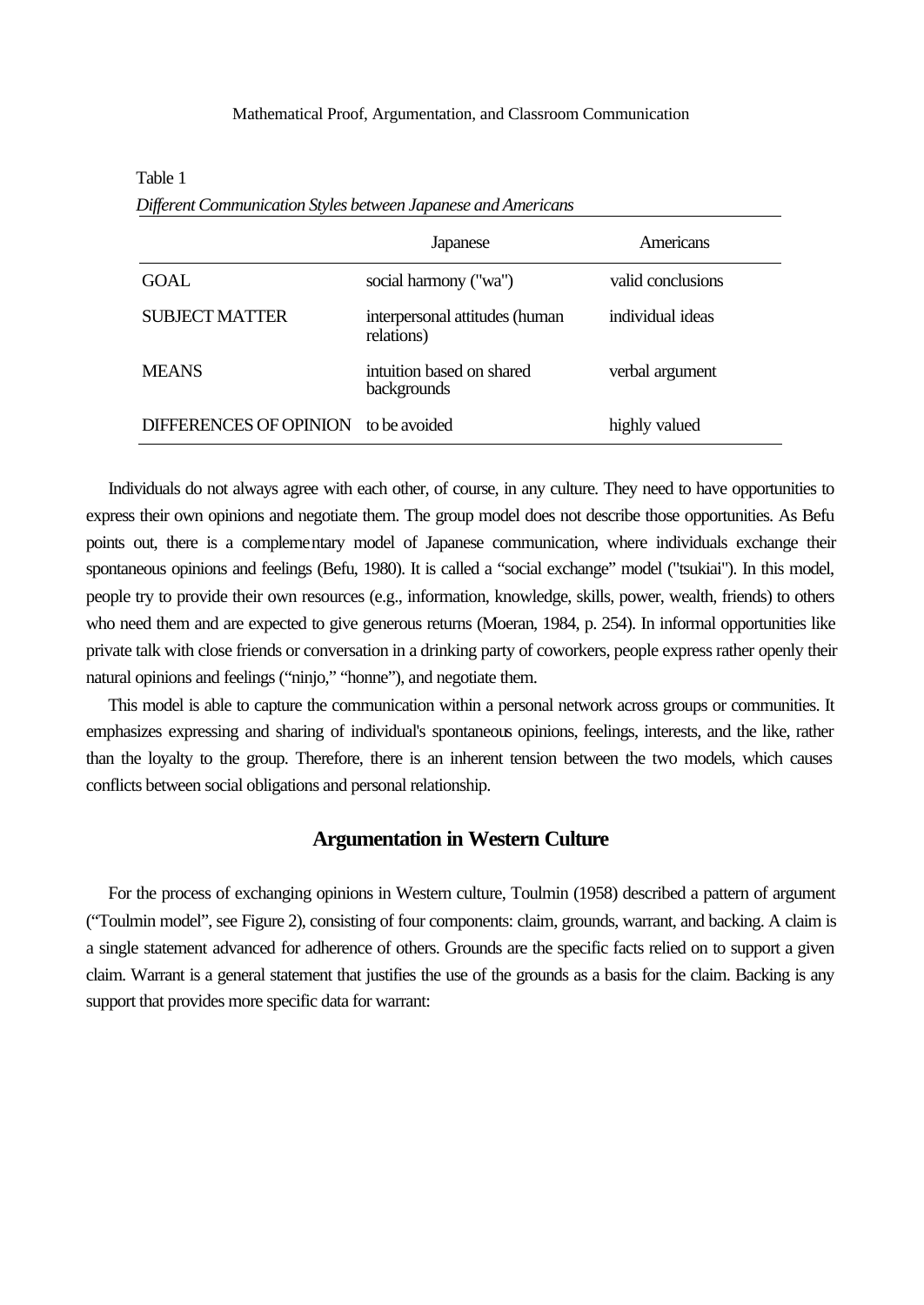Table 1

*Different Communication Styles between Japanese and Americans*

| | Japanese | Americans |
|---|---|---|
| GOAL | social harmony ("wa") | valid conclusions |
| SUBJECT MATTER | interpersonal attitudes (human relations) | individual ideas |
| MEANS | intuition based on shared backgrounds | verbal argument |
| DIFFERENCES OF OPINION | to be avoided | highly valued |

Individuals do not always agree with each other, of course, in any culture. They need to have opportunities to express their own opinions and negotiate them. The group model does not describe those opportunities. As Befu points out, there is a complementary model of Japanese communication, where individuals exchange their spontaneous opinions and feelings (Befu, 1980). It is called a "social exchange" model ("tsukiai"). In this model, people try to provide their own resources (e.g., information, knowledge, skills, power, wealth, friends) to others who need them and are expected to give generous returns (Moeran, 1984, p. 254). In informal opportunities like private talk with close friends or conversation in a drinking party of coworkers, people express rather openly their natural opinions and feelings ("ninjo," "honne"), and negotiate them.

This model is able to capture the communication within a personal network across groups or communities. It emphasizes expressing and sharing of individual's spontaneous opinions, feelings, interests, and the like, rather than the loyalty to the group. Therefore, there is an inherent tension between the two models, which causes conflicts between social obligations and personal relationship.

## Argumentation in Western Culture

For the process of exchanging opinions in Western culture, Toulmin (1958) described a pattern of argument ("Toulmin model", see Figure 2), consisting of four components: claim, grounds, warrant, and backing. A claim is a single statement advanced for adherence of others. Grounds are the specific facts relied on to support a given claim. Warrant is a general statement that justifies the use of the grounds as a basis for the claim. Backing is any support that provides more specific data for warrant: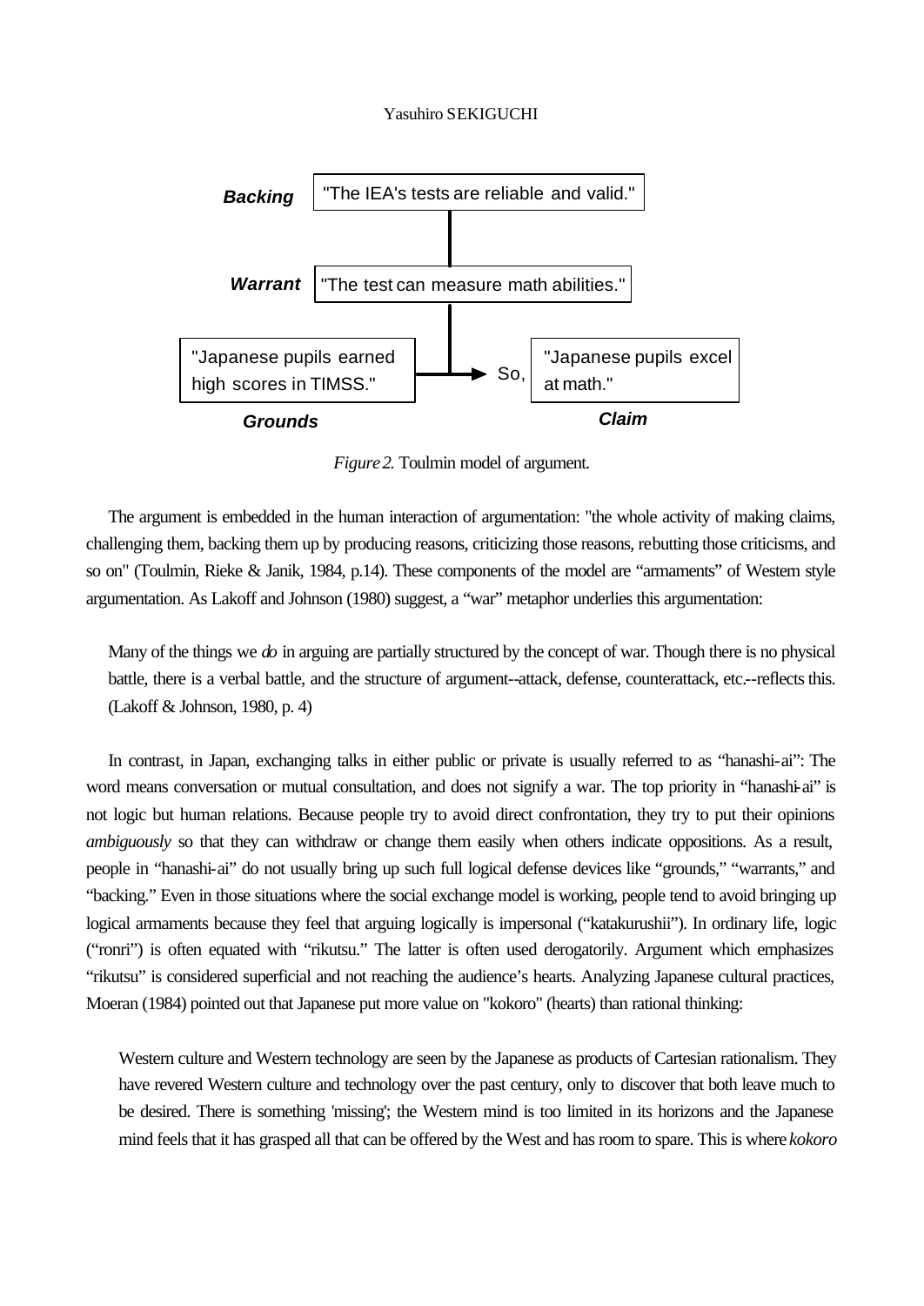**Backing** "The IEA's tests are reliable and valid."

**Warrant** "The test can measure math abilities."

**Grounds** "Japanese pupils earned high scores in TIMSS." → So, **Claim** "Japanese pupils excel at math."

*Figure 2.* Toulmin model of argument.

The argument is embedded in the human interaction of argumentation: "the whole activity of making claims, challenging them, backing them up by producing reasons, criticizing those reasons, rebutting those criticisms, and so on" (Toulmin, Rieke & Janik, 1984, p.14). These components of the model are "armaments" of Western style argumentation. As Lakoff and Johnson (1980) suggest, a "war" metaphor underlies this argumentation:

> Many of the things we *do* in arguing are partially structured by the concept of war. Though there is no physical battle, there is a verbal battle, and the structure of argument--attack, defense, counterattack, etc.--reflects this. (Lakoff & Johnson, 1980, p. 4)

In contrast, in Japan, exchanging talks in either public or private is usually referred to as "hanashi-ai": The word means conversation or mutual consultation, and does not signify a war. The top priority in "hanashi-ai" is not logic but human relations. Because people try to avoid direct confrontation, they try to put their opinions *ambiguously* so that they can withdraw or change them easily when others indicate oppositions. As a result, people in "hanashi-ai" do not usually bring up such full logical defense devices like "grounds," "warrants," and "backing." Even in those situations where the social exchange model is working, people tend to avoid bringing up logical armaments because they feel that arguing logically is impersonal ("katakurushii"). In ordinary life, logic ("ronri") is often equated with "rikutsu." The latter is often used derogatorily. Argument which emphasizes "rikutsu" is considered superficial and not reaching the audience's hearts. Analyzing Japanese cultural practices, Moeran (1984) pointed out that Japanese put more value on "kokoro" (hearts) than rational thinking:

> Western culture and Western technology are seen by the Japanese as products of Cartesian rationalism. They have revered Western culture and technology over the past century, only to discover that both leave much to be desired. There is something 'missing'; the Western mind is too limited in its horizons and the Japanese mind feels that it has grasped all that can be offered by the West and has room to spare. This is where *kokoro*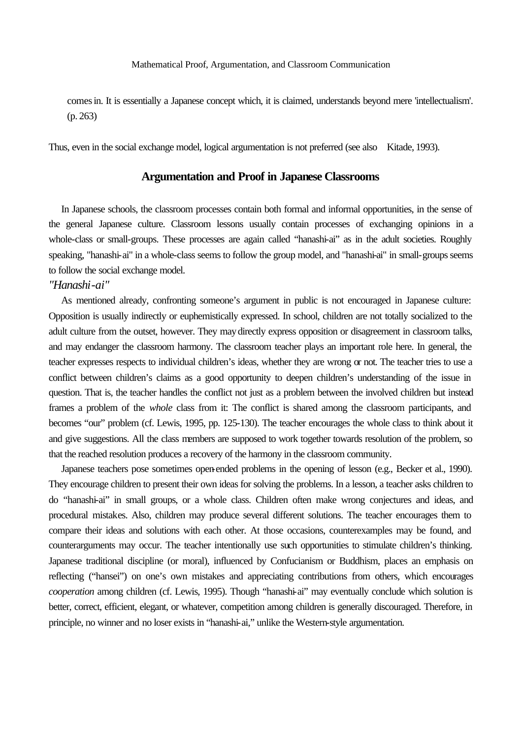comes in. It is essentially a Japanese concept which, it is claimed, understands beyond mere 'intellectualism'. (p. 263)

Thus, even in the social exchange model, logical argumentation is not preferred (see also Kitade, 1993).

## Argumentation and Proof in Japanese Classrooms

In Japanese schools, the classroom processes contain both formal and informal opportunities, in the sense of the general Japanese culture. Classroom lessons usually contain processes of exchanging opinions in a whole-class or small-groups. These processes are again called "hanashi-ai" as in the adult societies. Roughly speaking, "hanashi-ai" in a whole-class seems to follow the group model, and "hanashi-ai" in small-groups seems to follow the social exchange model.

### *"Hanashi-ai"*

As mentioned already, confronting someone's argument in public is not encouraged in Japanese culture: Opposition is usually indirectly or euphemistically expressed. In school, children are not totally socialized to the adult culture from the outset, however. They may directly express opposition or disagreement in classroom talks, and may endanger the classroom harmony. The classroom teacher plays an important role here. In general, the teacher expresses respects to individual children's ideas, whether they are wrong or not. The teacher tries to use a conflict between children's claims as a good opportunity to deepen children's understanding of the issue in question. That is, the teacher handles the conflict not just as a problem between the involved children but instead frames a problem of the *whole* class from it: The conflict is shared among the classroom participants, and becomes "our" problem (cf. Lewis, 1995, pp. 125-130). The teacher encourages the whole class to think about it and give suggestions. All the class members are supposed to work together towards resolution of the problem, so that the reached resolution produces a recovery of the harmony in the classroom community.

Japanese teachers pose sometimes open-ended problems in the opening of lesson (e.g., Becker et al., 1990). They encourage children to present their own ideas for solving the problems. In a lesson, a teacher asks children to do "hanashi-ai" in small groups, or a whole class. Children often make wrong conjectures and ideas, and procedural mistakes. Also, children may produce several different solutions. The teacher encourages them to compare their ideas and solutions with each other. At those occasions, counterexamples may be found, and counterarguments may occur. The teacher intentionally use such opportunities to stimulate children's thinking. Japanese traditional discipline (or moral), influenced by Confucianism or Buddhism, places an emphasis on reflecting ("hansei") on one's own mistakes and appreciating contributions from others, which encourages *cooperation* among children (cf. Lewis, 1995). Though "hanashi-ai" may eventually conclude which solution is better, correct, efficient, elegant, or whatever, competition among children is generally discouraged. Therefore, in principle, no winner and no loser exists in "hanashi-ai," unlike the Western-style argumentation.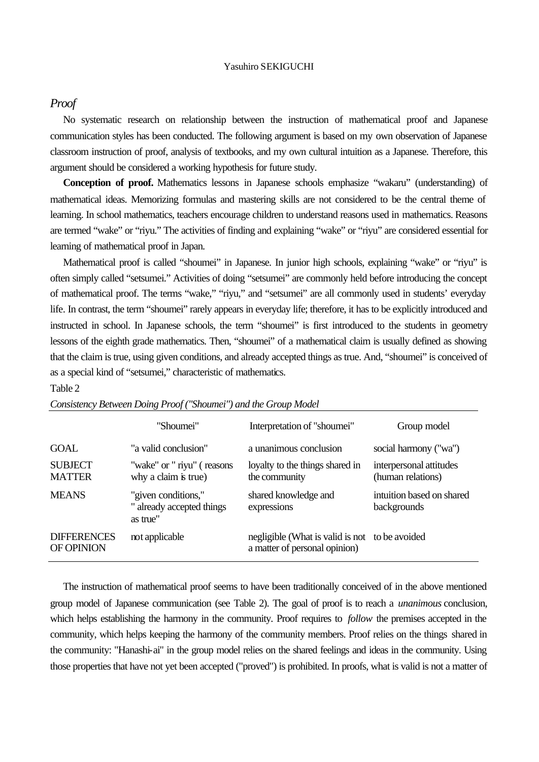## *Proof*

No systematic research on relationship between the instruction of mathematical proof and Japanese communication styles has been conducted. The following argument is based on my own observation of Japanese classroom instruction of proof, analysis of textbooks, and my own cultural intuition as a Japanese. Therefore, this argument should be considered a working hypothesis for future study.

**Conception of proof.** Mathematics lessons in Japanese schools emphasize "wakaru" (understanding) of mathematical ideas. Memorizing formulas and mastering skills are not considered to be the central theme of learning. In school mathematics, teachers encourage children to understand reasons used in mathematics. Reasons are termed "wake" or "riyu." The activities of finding and explaining "wake" or "riyu" are considered essential for learning of mathematical proof in Japan.

Mathematical proof is called "shoumei" in Japanese. In junior high schools, explaining "wake" or "riyu" is often simply called "setsumei." Activities of doing "setsumei" are commonly held before introducing the concept of mathematical proof. The terms "wake," "riyu," and "setsumei" are all commonly used in students' everyday life. In contrast, the term "shoumei" rarely appears in everyday life; therefore, it has to be explicitly introduced and instructed in school. In Japanese schools, the term "shoumei" is first introduced to the students in geometry lessons of the eighth grade mathematics. Then, "shoumei" of a mathematical claim is usually defined as showing that the claim is true, using given conditions, and already accepted things as true. And, "shoumei" is conceived of as a special kind of "setsumei," characteristic of mathematics.

Table 2

*Consistency Between Doing Proof ("Shoumei") and the Group Model*

| | "Shoumei" | Interpretation of "shoumei" | Group model |
|---|---|---|---|
| GOAL | "a valid conclusion" | a unanimous conclusion | social harmony ("wa") |
| SUBJECT MATTER | "wake" or " riyu" ( reasons why a claim is true) | loyalty to the things shared in the community | interpersonal attitudes (human relations) |
| MEANS | "given conditions," " already accepted things as true" | shared knowledge and expressions | intuition based on shared backgrounds |
| DIFFERENCES OF OPINION | not applicable | negligible (What is valid is not a matter of personal opinion) | to be avoided |

The instruction of mathematical proof seems to have been traditionally conceived of in the above mentioned group model of Japanese communication (see Table 2). The goal of proof is to reach a *unanimous* conclusion, which helps establishing the harmony in the community. Proof requires to *follow* the premises accepted in the community, which helps keeping the harmony of the community members. Proof relies on the things shared in the community: "Hanashi-ai" in the group model relies on the shared feelings and ideas in the community. Using those properties that have not yet been accepted ("proved") is prohibited. In proofs, what is valid is not a matter of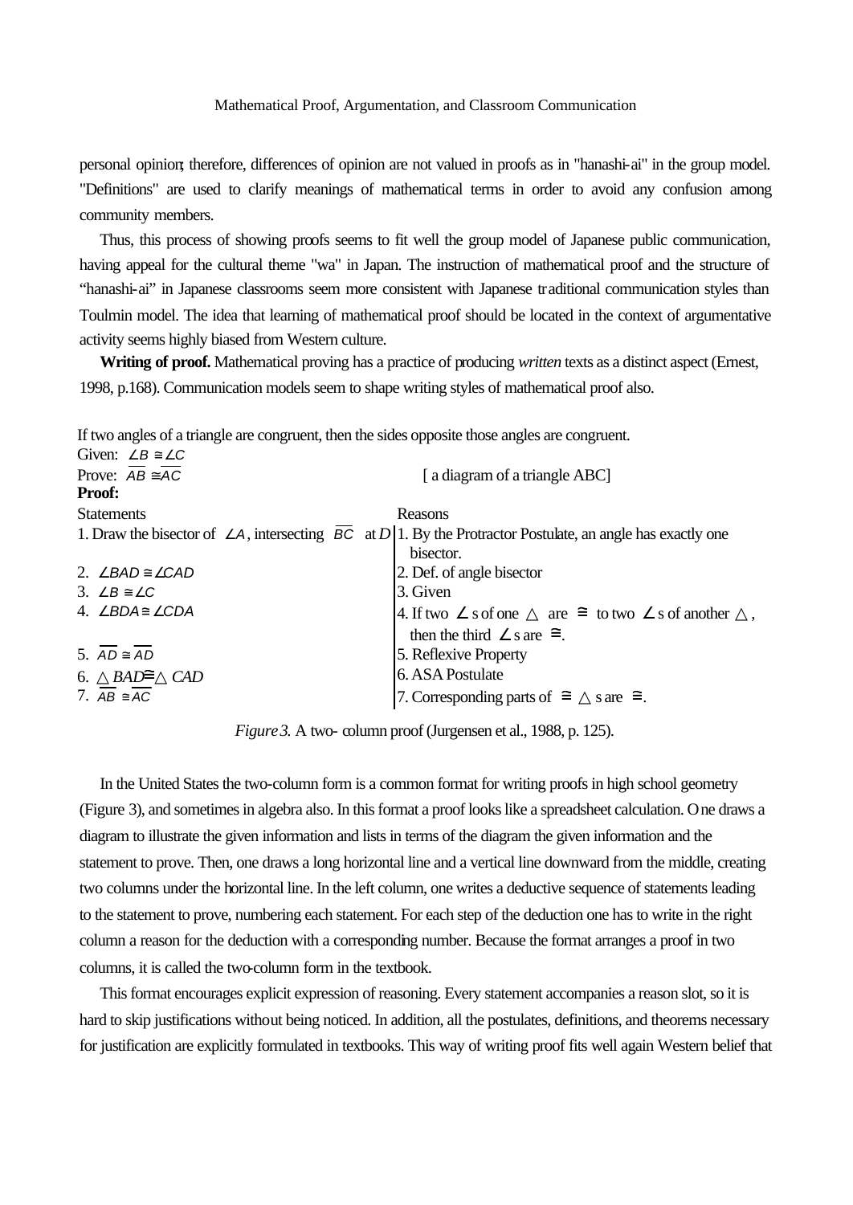personal opinion; therefore, differences of opinion are not valued in proofs as in "hanashi-ai" in the group model. "Definitions" are used to clarify meanings of mathematical terms in order to avoid any confusion among community members.

Thus, this process of showing proofs seems to fit well the group model of Japanese public communication, having appeal for the cultural theme "wa" in Japan. The instruction of mathematical proof and the structure of "hanashi-ai" in Japanese classrooms seem more consistent with Japanese traditional communication styles than Toulmin model. The idea that learning of mathematical proof should be located in the context of argumentative activity seems highly biased from Western culture.

**Writing of proof.** Mathematical proving has a practice of producing *written* texts as a distinct aspect (Ernest, 1998, p.168). Communication models seem to shape writing styles of mathematical proof also.

If two angles of a triangle are congruent, then the sides opposite those angles are congruent.
Given: $\angle B \cong \angle C$
Prove: $\overline{AB} \cong \overline{AC}$ [ a diagram of a triangle ABC]
**Proof:**

| Statements | Reasons |
|---|---|
| 1. Draw the bisector of $\angle A$, intersecting $\overline{BC}$ at $D$ | 1. By the Protractor Postulate, an angle has exactly one bisector. |
| 2. $\angle BAD \cong \angle CAD$ | 2. Def. of angle bisector |
| 3. $\angle B \cong \angle C$ | 3. Given |
| 4. $\angle BDA \cong \angle CDA$ | 4. If two $\angle$s of one $\triangle$ are $\cong$ to two $\angle$s of another $\triangle$, then the third $\angle$s are $\cong$. |
| 5. $\overline{AD} \cong \overline{AD}$ | 5. Reflexive Property |
| 6. $\triangle BAD \cong \triangle CAD$ | 6. ASA Postulate |
| 7. $\overline{AB} \cong \overline{AC}$ | 7. Corresponding parts of $\cong$ $\triangle$s are $\cong$. |

*Figure 3.* A two- column proof (Jurgensen et al., 1988, p. 125).

In the United States the two-column form is a common format for writing proofs in high school geometry (Figure 3), and sometimes in algebra also. In this format a proof looks like a spreadsheet calculation. One draws a diagram to illustrate the given information and lists in terms of the diagram the given information and the statement to prove. Then, one draws a long horizontal line and a vertical line downward from the middle, creating two columns under the horizontal line. In the left column, one writes a deductive sequence of statements leading to the statement to prove, numbering each statement. For each step of the deduction one has to write in the right column a reason for the deduction with a corresponding number. Because the format arranges a proof in two columns, it is called the two-column form in the textbook.

This format encourages explicit expression of reasoning. Every statement accompanies a reason slot, so it is hard to skip justifications without being noticed. In addition, all the postulates, definitions, and theorems necessary for justification are explicitly formulated in textbooks. This way of writing proof fits well again Western belief that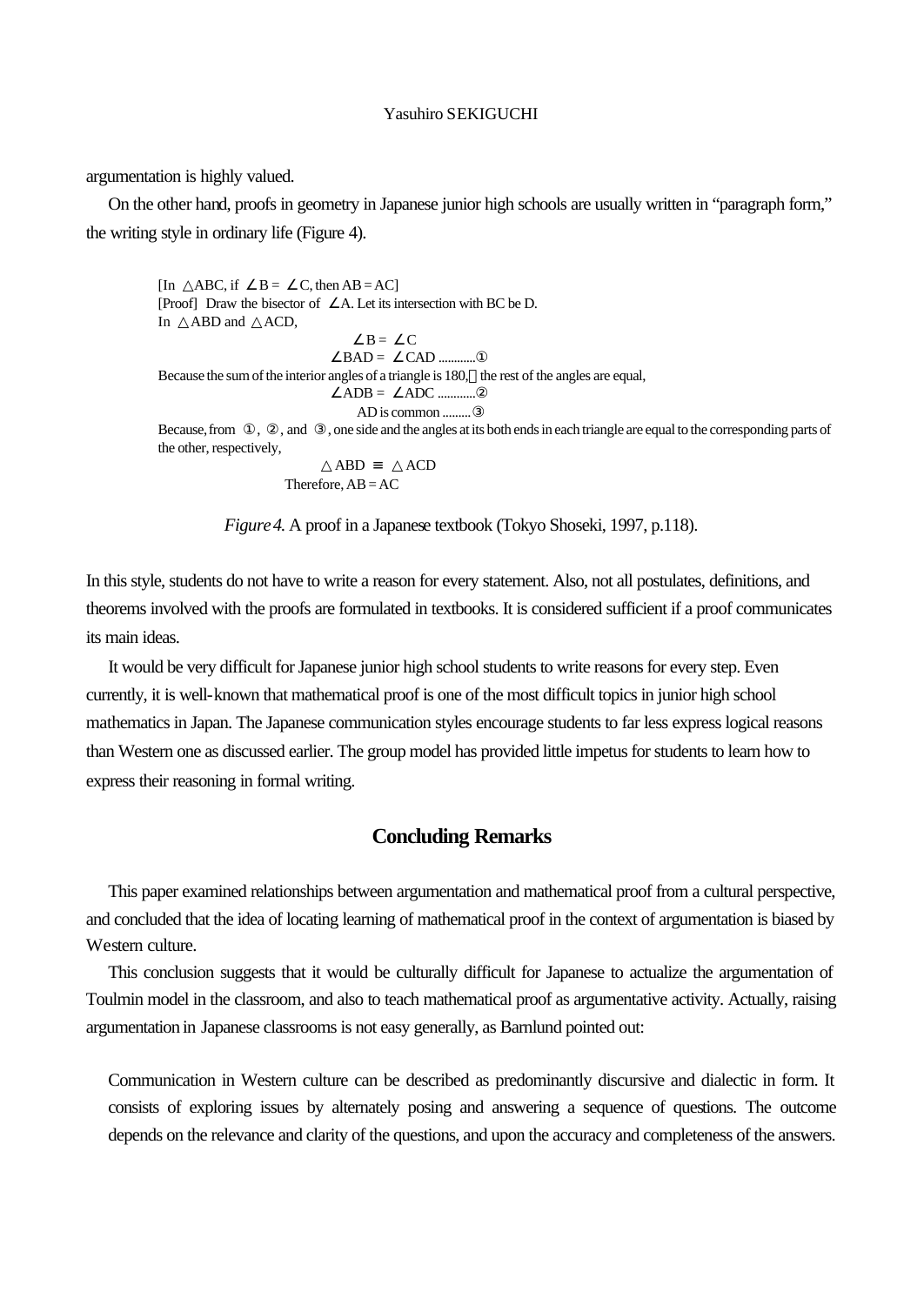argumentation is highly valued.

On the other hand, proofs in geometry in Japanese junior high schools are usually written in "paragraph form," the writing style in ordinary life (Figure 4).

> [In △ABC, if ∠B = ∠C, then AB = AC]
> [Proof] Draw the bisector of ∠A. Let its intersection with BC be D.
> In △ABD and △ACD,
>
> ∠B = ∠C
>
> ∠BAD = ∠CAD ............①
>
> Because the sum of the interior angles of a triangle is 180, the rest of the angles are equal,
>
> ∠ADB = ∠ADC ............②
>
> AD is common .........③
>
> Because, from ①, ②, and ③, one side and the angles at its both ends in each triangle are equal to the corresponding parts of the other, respectively,
>
> △ABD ≡ △ACD
>
> Therefore, AB = AC

*Figure 4.* A proof in a Japanese textbook (Tokyo Shoseki, 1997, p.118).

In this style, students do not have to write a reason for every statement. Also, not all postulates, definitions, and theorems involved with the proofs are formulated in textbooks. It is considered sufficient if a proof communicates its main ideas.

It would be very difficult for Japanese junior high school students to write reasons for every step. Even currently, it is well-known that mathematical proof is one of the most difficult topics in junior high school mathematics in Japan. The Japanese communication styles encourage students to far less express logical reasons than Western one as discussed earlier. The group model has provided little impetus for students to learn how to express their reasoning in formal writing.

## Concluding Remarks

This paper examined relationships between argumentation and mathematical proof from a cultural perspective, and concluded that the idea of locating learning of mathematical proof in the context of argumentation is biased by Western culture.

This conclusion suggests that it would be culturally difficult for Japanese to actualize the argumentation of Toulmin model in the classroom, and also to teach mathematical proof as argumentative activity. Actually, raising argumentation in Japanese classrooms is not easy generally, as Barnlund pointed out:

> Communication in Western culture can be described as predominantly discursive and dialectic in form. It consists of exploring issues by alternately posing and answering a sequence of questions. The outcome depends on the relevance and clarity of the questions, and upon the accuracy and completeness of the answers.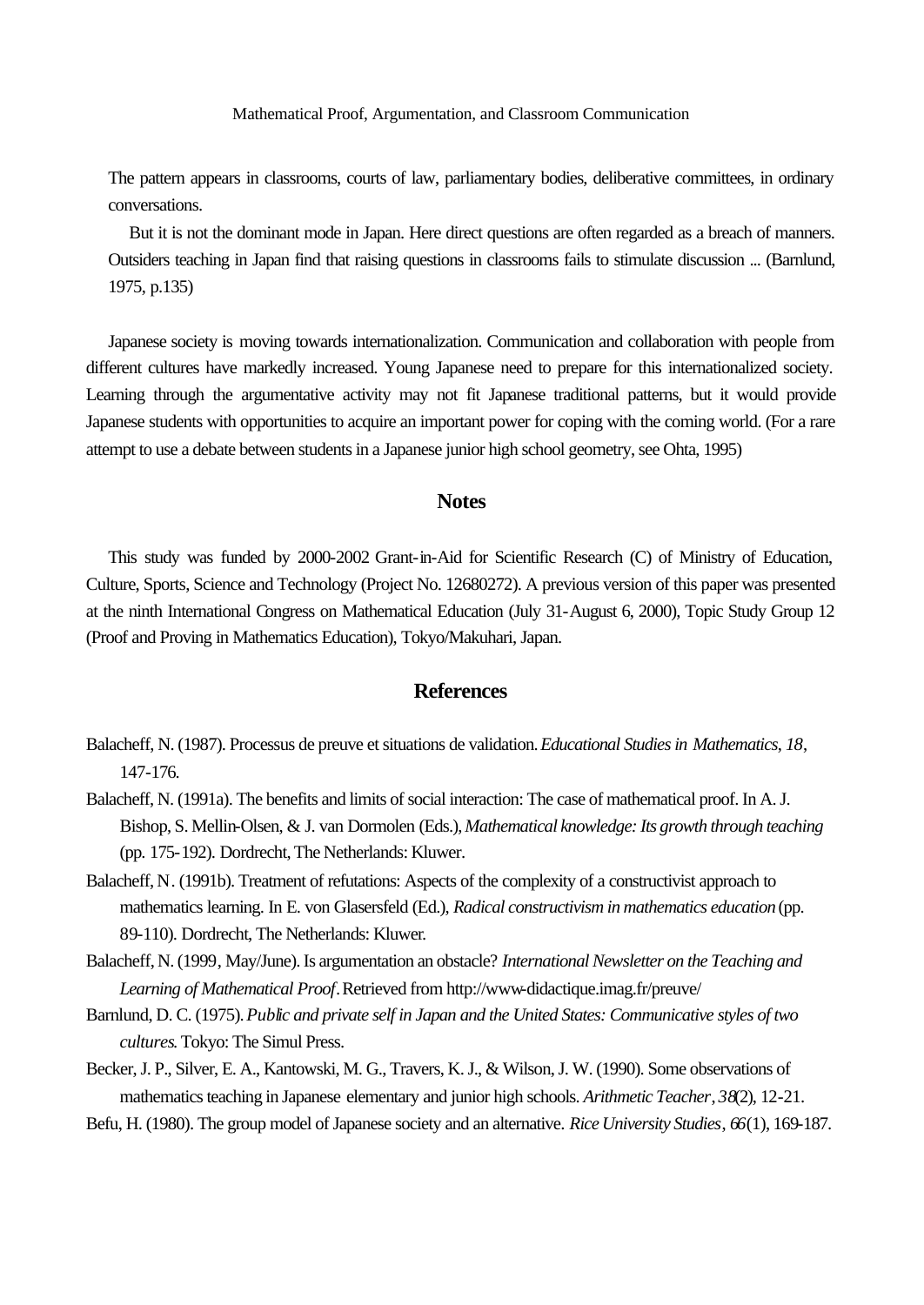The pattern appears in classrooms, courts of law, parliamentary bodies, deliberative committees, in ordinary conversations.

But it is not the dominant mode in Japan. Here direct questions are often regarded as a breach of manners. Outsiders teaching in Japan find that raising questions in classrooms fails to stimulate discussion ... (Barnlund, 1975, p.135)

Japanese society is moving towards internationalization. Communication and collaboration with people from different cultures have markedly increased. Young Japanese need to prepare for this internationalized society. Learning through the argumentative activity may not fit Japanese traditional patterns, but it would provide Japanese students with opportunities to acquire an important power for coping with the coming world. (For a rare attempt to use a debate between students in a Japanese junior high school geometry, see Ohta, 1995)

## Notes

This study was funded by 2000-2002 Grant-in-Aid for Scientific Research (C) of Ministry of Education, Culture, Sports, Science and Technology (Project No. 12680272). A previous version of this paper was presented at the ninth International Congress on Mathematical Education (July 31-August 6, 2000), Topic Study Group 12 (Proof and Proving in Mathematics Education), Tokyo/Makuhari, Japan.

## References

Balacheff, N. (1987). Processus de preuve et situations de validation. *Educational Studies in Mathematics*, *18*, 147-176.

Balacheff, N. (1991a). The benefits and limits of social interaction: The case of mathematical proof. In A. J. Bishop, S. Mellin-Olsen, & J. van Dormolen (Eds.), *Mathematical knowledge: Its growth through teaching* (pp. 175-192). Dordrecht, The Netherlands: Kluwer.

Balacheff, N. (1991b). Treatment of refutations: Aspects of the complexity of a constructivist approach to mathematics learning. In E. von Glasersfeld (Ed.), *Radical constructivism in mathematics education* (pp. 89-110). Dordrecht, The Netherlands: Kluwer.

Balacheff, N. (1999, May/June). Is argumentation an obstacle? *International Newsletter on the Teaching and Learning of Mathematical Proof*. Retrieved from http://www-didactique.imag.fr/preuve/

Barnlund, D. C. (1975). *Public and private self in Japan and the United States: Communicative styles of two cultures*. Tokyo: The Simul Press.

Becker, J. P., Silver, E. A., Kantowski, M. G., Travers, K. J., & Wilson, J. W. (1990). Some observations of mathematics teaching in Japanese elementary and junior high schools. *Arithmetic Teacher*, *38*(2), 12-21.

Befu, H. (1980). The group model of Japanese society and an alternative. *Rice University Studies*, *66*(1), 169-187.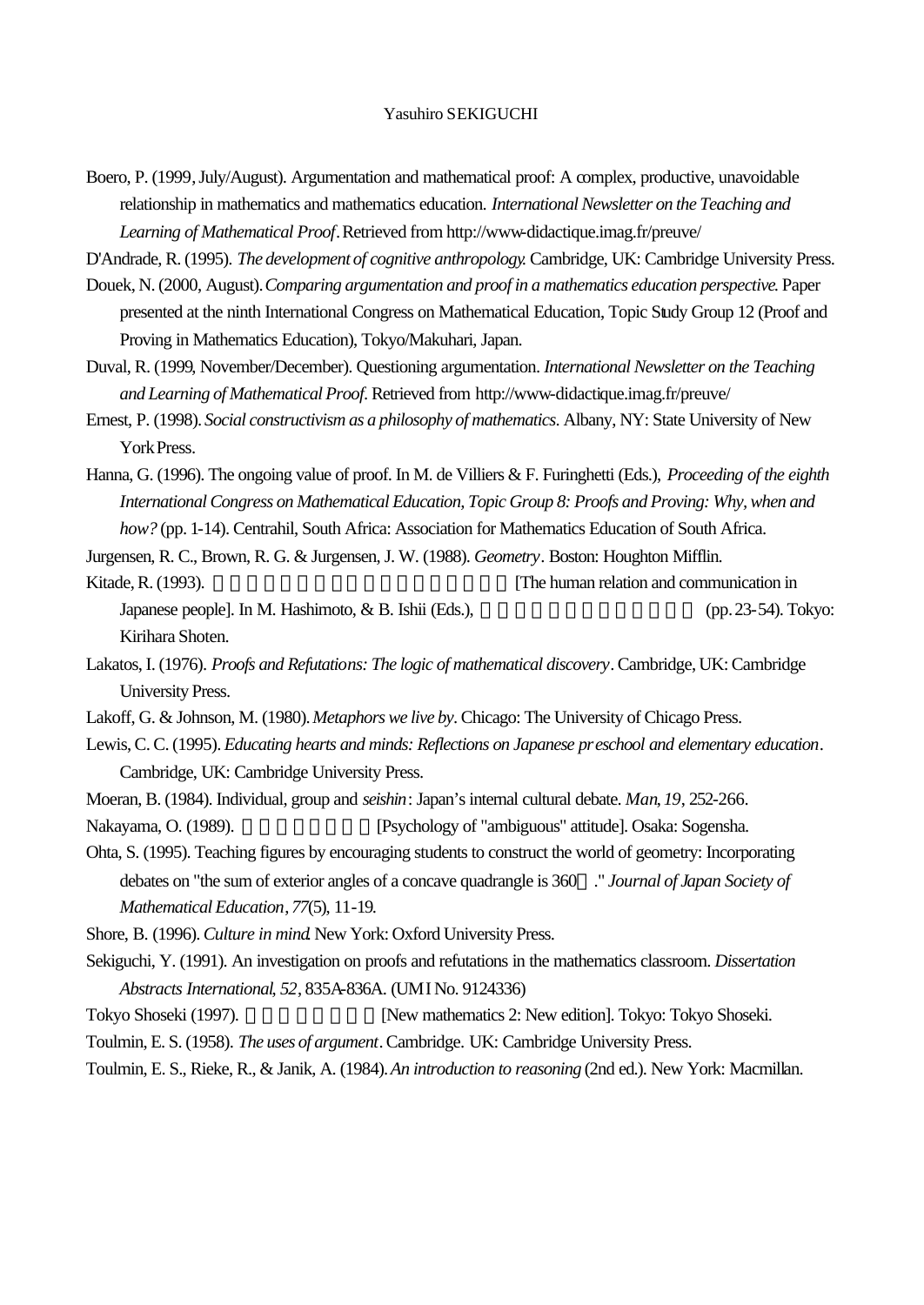Boero, P. (1999, July/August). Argumentation and mathematical proof: A complex, productive, unavoidable relationship in mathematics and mathematics education. *International Newsletter on the Teaching and Learning of Mathematical Proof*. Retrieved from http://www-didactique.imag.fr/preuve/

D'Andrade, R. (1995). *The development of cognitive anthropology*. Cambridge, UK: Cambridge University Press.

Douek, N. (2000, August). *Comparing argumentation and proof in a mathematics education perspective*. Paper presented at the ninth International Congress on Mathematical Education, Topic Study Group 12 (Proof and Proving in Mathematics Education), Tokyo/Makuhari, Japan.

Duval, R. (1999, November/December). Questioning argumentation. *International Newsletter on the Teaching and Learning of Mathematical Proof*. Retrieved from http://www-didactique.imag.fr/preuve/

Ernest, P. (1998). *Social constructivism as a philosophy of mathematics*. Albany, NY: State University of New York Press.

Hanna, G. (1996). The ongoing value of proof. In M. de Villiers & F. Furinghetti (Eds.), *Proceeding of the eighth International Congress on Mathematical Education, Topic Group 8: Proofs and Proving: Why, when and how?* (pp. 1-14). Centrahil, South Africa: Association for Mathematics Education of South Africa.

Jurgensen, R. C., Brown, R. G. & Jurgensen, J. W. (1988). *Geometry*. Boston: Houghton Mifflin.

Kitade, R. (1993). [The human relation and communication in Japanese people]. In M. Hashimoto, & B. Ishii (Eds.), (pp. 23-54). Tokyo: Kirihara Shoten.

Lakatos, I. (1976). *Proofs and Refutations: The logic of mathematical discovery*. Cambridge, UK: Cambridge University Press.

Lakoff, G. & Johnson, M. (1980). *Metaphors we live by*. Chicago: The University of Chicago Press.

Lewis, C. C. (1995). *Educating hearts and minds: Reflections on Japanese preschool and elementary education*. Cambridge, UK: Cambridge University Press.

Moeran, B. (1984). Individual, group and *seishin*: Japan's internal cultural debate. *Man, 19*, 252-266.

Nakayama, O. (1989). [Psychology of "ambiguous" attitude]. Osaka: Sogensha.

Ohta, S. (1995). Teaching figures by encouraging students to construct the world of geometry: Incorporating debates on "the sum of exterior angles of a concave quadrangle is 360°." *Journal of Japan Society of Mathematical Education*, *77*(5), 11-19.

Shore, B. (1996). *Culture in mind*. New York: Oxford University Press.

Sekiguchi, Y. (1991). An investigation on proofs and refutations in the mathematics classroom. *Dissertation Abstracts International, 52*, 835A-836A. (UMI No. 9124336)

Tokyo Shoseki (1997). [New mathematics 2: New edition]. Tokyo: Tokyo Shoseki.

Toulmin, E. S. (1958). *The uses of argument*. Cambridge. UK: Cambridge University Press.

Toulmin, E. S., Rieke, R., & Janik, A. (1984). *An introduction to reasoning* (2nd ed.). New York: Macmillan.